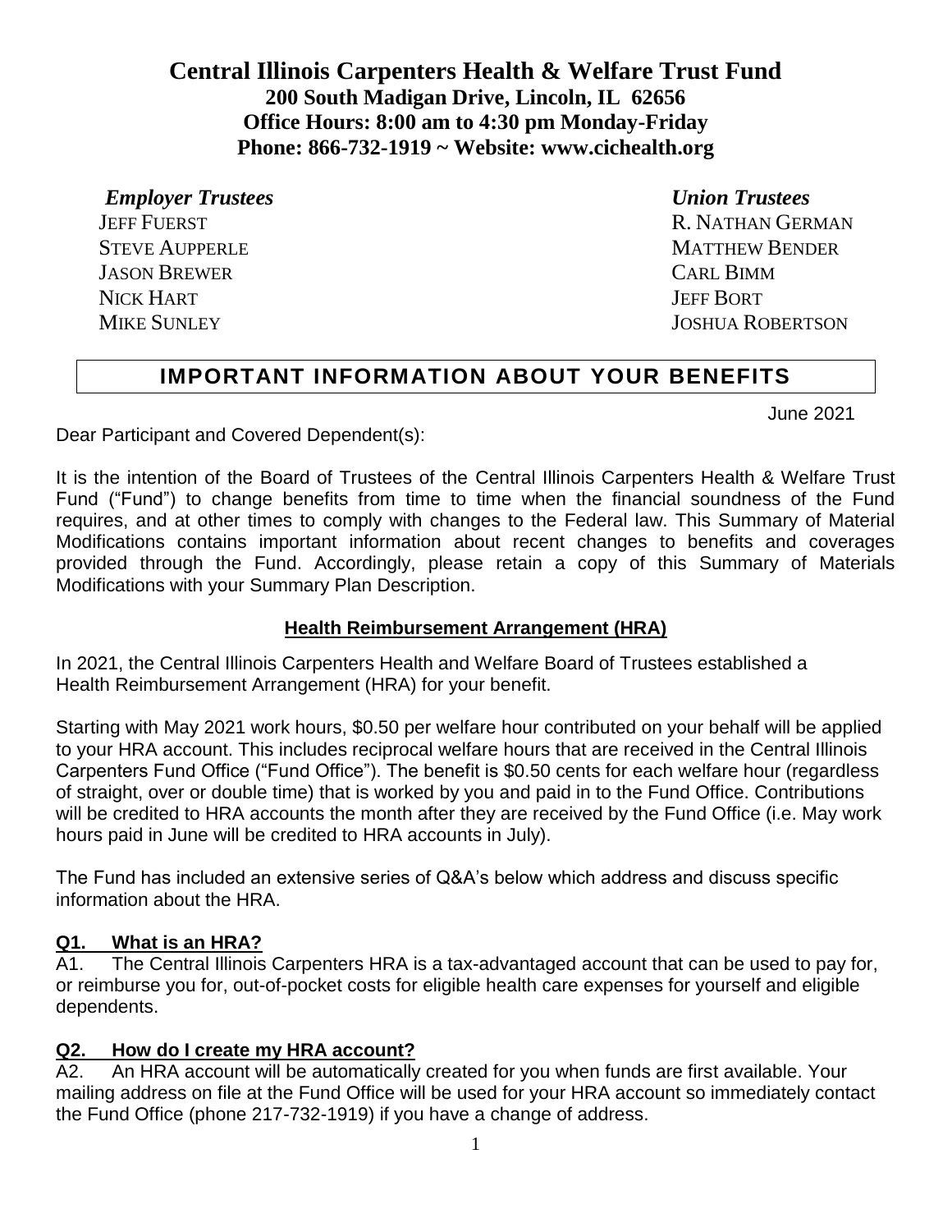# Central Illinois Carpenters Health & Welfare Trust Fund

**200 South Madigan Drive, Lincoln, IL 62656**
**Office Hours: 8:00 am to 4:30 pm Monday-Friday**
**Phone: 866-732-1919 ~ Website: www.cichealth.org**

| ***Employer Trustees*** | ***Union Trustees*** |
|---|---|
| JEFF FUERST | R. NATHAN GERMAN |
| STEVE AUPPERLE | MATTHEW BENDER |
| JASON BREWER | CARL BIMM |
| NICK HART | JEFF BORT |
| MIKE SUNLEY | JOSHUA ROBERTSON |

## IMPORTANT INFORMATION ABOUT YOUR BENEFITS

June 2021

Dear Participant and Covered Dependent(s):

It is the intention of the Board of Trustees of the Central Illinois Carpenters Health & Welfare Trust Fund ("Fund") to change benefits from time to time when the financial soundness of the Fund requires, and at other times to comply with changes to the Federal law. This Summary of Material Modifications contains important information about recent changes to benefits and coverages provided through the Fund. Accordingly, please retain a copy of this Summary of Materials Modifications with your Summary Plan Description.

### Health Reimbursement Arrangement (HRA)

In 2021, the Central Illinois Carpenters Health and Welfare Board of Trustees established a Health Reimbursement Arrangement (HRA) for your benefit.

Starting with May 2021 work hours, $0.50 per welfare hour contributed on your behalf will be applied to your HRA account. This includes reciprocal welfare hours that are received in the Central Illinois Carpenters Fund Office ("Fund Office"). The benefit is $0.50 cents for each welfare hour (regardless of straight, over or double time) that is worked by you and paid in to the Fund Office. Contributions will be credited to HRA accounts the month after they are received by the Fund Office (i.e. May work hours paid in June will be credited to HRA accounts in July).

The Fund has included an extensive series of Q&A's below which address and discuss specific information about the HRA.

#### Q1. What is an HRA?

A1. The Central Illinois Carpenters HRA is a tax-advantaged account that can be used to pay for, or reimburse you for, out-of-pocket costs for eligible health care expenses for yourself and eligible dependents.

#### Q2. How do I create my HRA account?

A2. An HRA account will be automatically created for you when funds are first available. Your mailing address on file at the Fund Office will be used for your HRA account so immediately contact the Fund Office (phone 217-732-1919) if you have a change of address.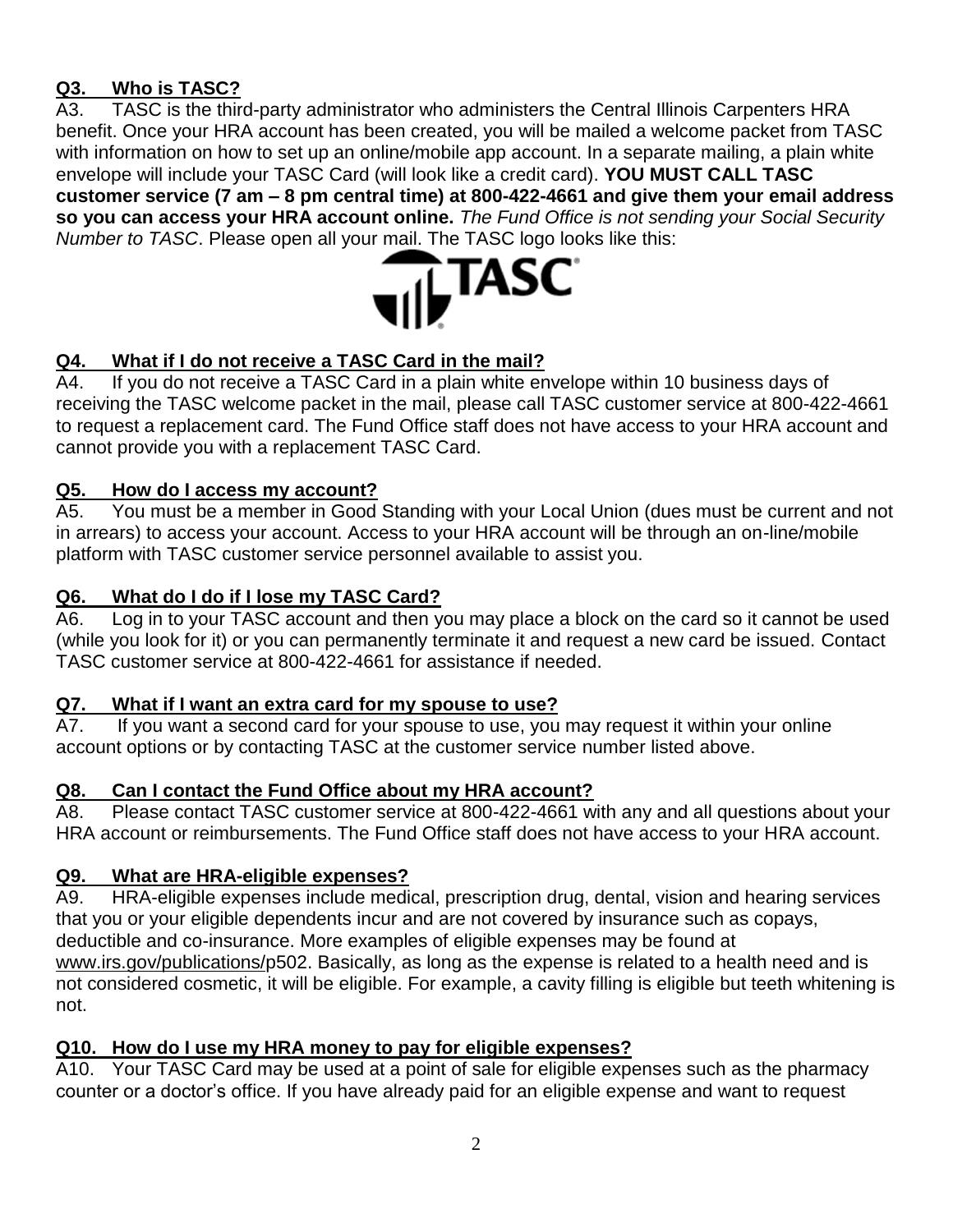## Q3. Who is TASC?

A3. TASC is the third-party administrator who administers the Central Illinois Carpenters HRA benefit. Once your HRA account has been created, you will be mailed a welcome packet from TASC with information on how to set up an online/mobile app account. In a separate mailing, a plain white envelope will include your TASC Card (will look like a credit card). **YOU MUST CALL TASC customer service (7 am – 8 pm central time) at 800-422-4661 and give them your email address so you can access your HRA account online.** *The Fund Office is not sending your Social Security Number to TASC*. Please open all your mail. The TASC logo looks like this:

## Q4. What if I do not receive a TASC Card in the mail?

A4. If you do not receive a TASC Card in a plain white envelope within 10 business days of receiving the TASC welcome packet in the mail, please call TASC customer service at 800-422-4661 to request a replacement card. The Fund Office staff does not have access to your HRA account and cannot provide you with a replacement TASC Card.

## Q5. How do I access my account?

A5. You must be a member in Good Standing with your Local Union (dues must be current and not in arrears) to access your account. Access to your HRA account will be through an on-line/mobile platform with TASC customer service personnel available to assist you.

## Q6. What do I do if I lose my TASC Card?

A6. Log in to your TASC account and then you may place a block on the card so it cannot be used (while you look for it) or you can permanently terminate it and request a new card be issued. Contact TASC customer service at 800-422-4661 for assistance if needed.

## Q7. What if I want an extra card for my spouse to use?

A7. If you want a second card for your spouse to use, you may request it within your online account options or by contacting TASC at the customer service number listed above.

## Q8. Can I contact the Fund Office about my HRA account?

A8. Please contact TASC customer service at 800-422-4661 with any and all questions about your HRA account or reimbursements. The Fund Office staff does not have access to your HRA account.

## Q9. What are HRA-eligible expenses?

A9. HRA-eligible expenses include medical, prescription drug, dental, vision and hearing services that you or your eligible dependents incur and are not covered by insurance such as copays, deductible and co-insurance. More examples of eligible expenses may be found at www.irs.gov/publications/p502. Basically, as long as the expense is related to a health need and is not considered cosmetic, it will be eligible. For example, a cavity filling is eligible but teeth whitening is not.

## Q10. How do I use my HRA money to pay for eligible expenses?

A10. Your TASC Card may be used at a point of sale for eligible expenses such as the pharmacy counter or a doctor's office. If you have already paid for an eligible expense and want to request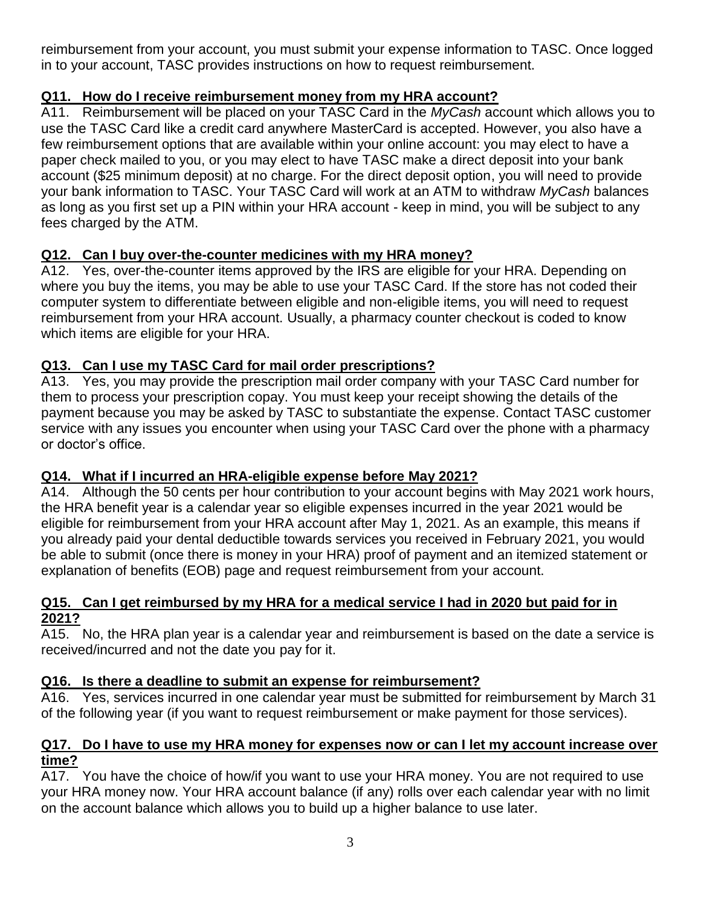reimbursement from your account, you must submit your expense information to TASC. Once logged in to your account, TASC provides instructions on how to request reimbursement.

**Q11. How do I receive reimbursement money from my HRA account?**

A11. Reimbursement will be placed on your TASC Card in the *MyCash* account which allows you to use the TASC Card like a credit card anywhere MasterCard is accepted. However, you also have a few reimbursement options that are available within your online account: you may elect to have a paper check mailed to you, or you may elect to have TASC make a direct deposit into your bank account ($25 minimum deposit) at no charge. For the direct deposit option, you will need to provide your bank information to TASC. Your TASC Card will work at an ATM to withdraw *MyCash* balances as long as you first set up a PIN within your HRA account - keep in mind, you will be subject to any fees charged by the ATM.

**Q12. Can I buy over-the-counter medicines with my HRA money?**

A12. Yes, over-the-counter items approved by the IRS are eligible for your HRA. Depending on where you buy the items, you may be able to use your TASC Card. If the store has not coded their computer system to differentiate between eligible and non-eligible items, you will need to request reimbursement from your HRA account. Usually, a pharmacy counter checkout is coded to know which items are eligible for your HRA.

**Q13. Can I use my TASC Card for mail order prescriptions?**

A13. Yes, you may provide the prescription mail order company with your TASC Card number for them to process your prescription copay. You must keep your receipt showing the details of the payment because you may be asked by TASC to substantiate the expense. Contact TASC customer service with any issues you encounter when using your TASC Card over the phone with a pharmacy or doctor's office.

**Q14. What if I incurred an HRA-eligible expense before May 2021?**

A14. Although the 50 cents per hour contribution to your account begins with May 2021 work hours, the HRA benefit year is a calendar year so eligible expenses incurred in the year 2021 would be eligible for reimbursement from your HRA account after May 1, 2021. As an example, this means if you already paid your dental deductible towards services you received in February 2021, you would be able to submit (once there is money in your HRA) proof of payment and an itemized statement or explanation of benefits (EOB) page and request reimbursement from your account.

**Q15. Can I get reimbursed by my HRA for a medical service I had in 2020 but paid for in 2021?**

A15. No, the HRA plan year is a calendar year and reimbursement is based on the date a service is received/incurred and not the date you pay for it.

**Q16. Is there a deadline to submit an expense for reimbursement?**

A16. Yes, services incurred in one calendar year must be submitted for reimbursement by March 31 of the following year (if you want to request reimbursement or make payment for those services).

**Q17. Do I have to use my HRA money for expenses now or can I let my account increase over time?**

A17. You have the choice of how/if you want to use your HRA money. You are not required to use your HRA money now. Your HRA account balance (if any) rolls over each calendar year with no limit on the account balance which allows you to build up a higher balance to use later.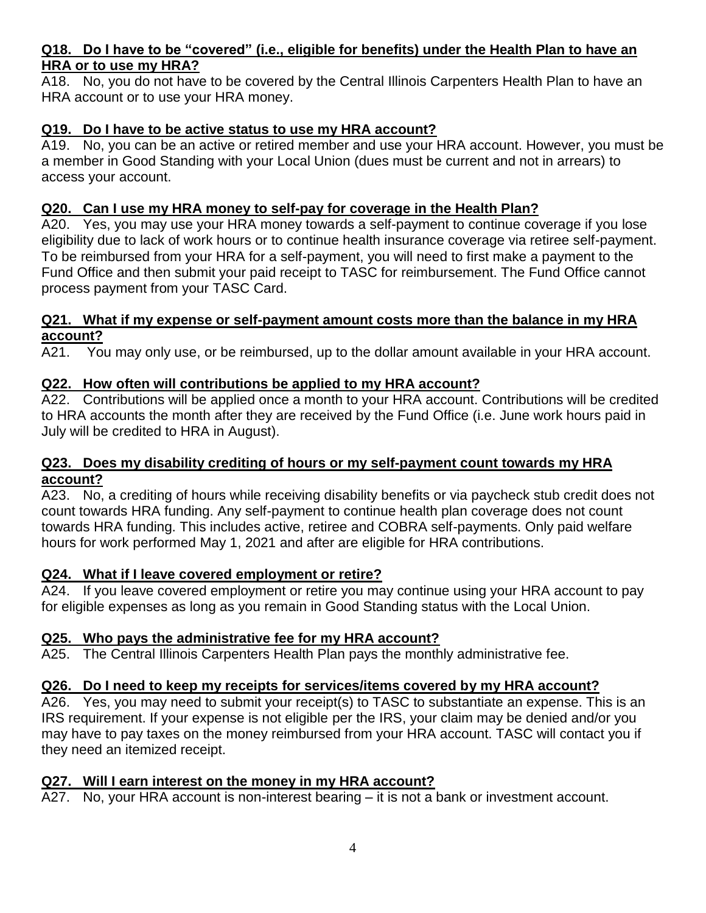**Q18. Do I have to be "covered" (i.e., eligible for benefits) under the Health Plan to have an HRA or to use my HRA?**

A18. No, you do not have to be covered by the Central Illinois Carpenters Health Plan to have an HRA account or to use your HRA money.

**Q19. Do I have to be active status to use my HRA account?**

A19. No, you can be an active or retired member and use your HRA account. However, you must be a member in Good Standing with your Local Union (dues must be current and not in arrears) to access your account.

**Q20. Can I use my HRA money to self-pay for coverage in the Health Plan?**

A20. Yes, you may use your HRA money towards a self-payment to continue coverage if you lose eligibility due to lack of work hours or to continue health insurance coverage via retiree self-payment. To be reimbursed from your HRA for a self-payment, you will need to first make a payment to the Fund Office and then submit your paid receipt to TASC for reimbursement. The Fund Office cannot process payment from your TASC Card.

**Q21. What if my expense or self-payment amount costs more than the balance in my HRA account?**

A21. You may only use, or be reimbursed, up to the dollar amount available in your HRA account.

**Q22. How often will contributions be applied to my HRA account?**

A22. Contributions will be applied once a month to your HRA account. Contributions will be credited to HRA accounts the month after they are received by the Fund Office (i.e. June work hours paid in July will be credited to HRA in August).

**Q23. Does my disability crediting of hours or my self-payment count towards my HRA account?**

A23. No, a crediting of hours while receiving disability benefits or via paycheck stub credit does not count towards HRA funding. Any self-payment to continue health plan coverage does not count towards HRA funding. This includes active, retiree and COBRA self-payments. Only paid welfare hours for work performed May 1, 2021 and after are eligible for HRA contributions.

**Q24. What if I leave covered employment or retire?**

A24. If you leave covered employment or retire you may continue using your HRA account to pay for eligible expenses as long as you remain in Good Standing status with the Local Union.

**Q25. Who pays the administrative fee for my HRA account?**

A25. The Central Illinois Carpenters Health Plan pays the monthly administrative fee.

**Q26. Do I need to keep my receipts for services/items covered by my HRA account?**

A26. Yes, you may need to submit your receipt(s) to TASC to substantiate an expense. This is an IRS requirement. If your expense is not eligible per the IRS, your claim may be denied and/or you may have to pay taxes on the money reimbursed from your HRA account. TASC will contact you if they need an itemized receipt.

**Q27. Will I earn interest on the money in my HRA account?**

A27. No, your HRA account is non-interest bearing – it is not a bank or investment account.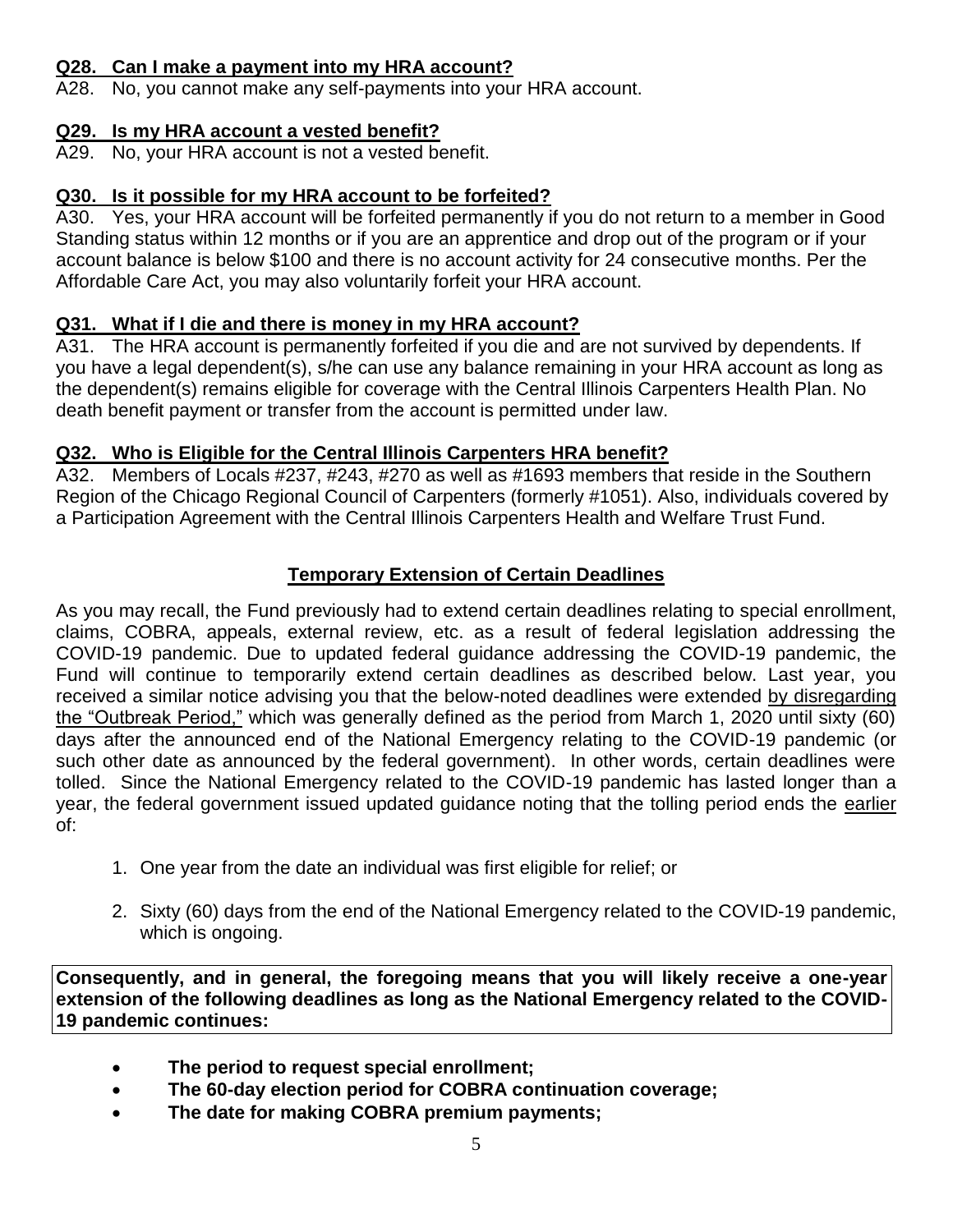**Q28. Can I make a payment into my HRA account?**

A28. No, you cannot make any self-payments into your HRA account.

**Q29. Is my HRA account a vested benefit?**

A29. No, your HRA account is not a vested benefit.

**Q30. Is it possible for my HRA account to be forfeited?**

A30. Yes, your HRA account will be forfeited permanently if you do not return to a member in Good Standing status within 12 months or if you are an apprentice and drop out of the program or if your account balance is below $100 and there is no account activity for 24 consecutive months. Per the Affordable Care Act, you may also voluntarily forfeit your HRA account.

**Q31. What if I die and there is money in my HRA account?**

A31. The HRA account is permanently forfeited if you die and are not survived by dependents. If you have a legal dependent(s), s/he can use any balance remaining in your HRA account as long as the dependent(s) remains eligible for coverage with the Central Illinois Carpenters Health Plan. No death benefit payment or transfer from the account is permitted under law.

**Q32. Who is Eligible for the Central Illinois Carpenters HRA benefit?**

A32. Members of Locals #237, #243, #270 as well as #1693 members that reside in the Southern Region of the Chicago Regional Council of Carpenters (formerly #1051). Also, individuals covered by a Participation Agreement with the Central Illinois Carpenters Health and Welfare Trust Fund.

## Temporary Extension of Certain Deadlines

As you may recall, the Fund previously had to extend certain deadlines relating to special enrollment, claims, COBRA, appeals, external review, etc. as a result of federal legislation addressing the COVID-19 pandemic. Due to updated federal guidance addressing the COVID-19 pandemic, the Fund will continue to temporarily extend certain deadlines as described below. Last year, you received a similar notice advising you that the below-noted deadlines were extended by disregarding the "Outbreak Period," which was generally defined as the period from March 1, 2020 until sixty (60) days after the announced end of the National Emergency relating to the COVID-19 pandemic (or such other date as announced by the federal government). In other words, certain deadlines were tolled. Since the National Emergency related to the COVID-19 pandemic has lasted longer than a year, the federal government issued updated guidance noting that the tolling period ends the earlier of:

1. One year from the date an individual was first eligible for relief; or
2. Sixty (60) days from the end of the National Emergency related to the COVID-19 pandemic, which is ongoing.

**Consequently, and in general, the foregoing means that you will likely receive a one-year extension of the following deadlines as long as the National Emergency related to the COVID-19 pandemic continues:**

- **The period to request special enrollment;**
- **The 60-day election period for COBRA continuation coverage;**
- **The date for making COBRA premium payments;**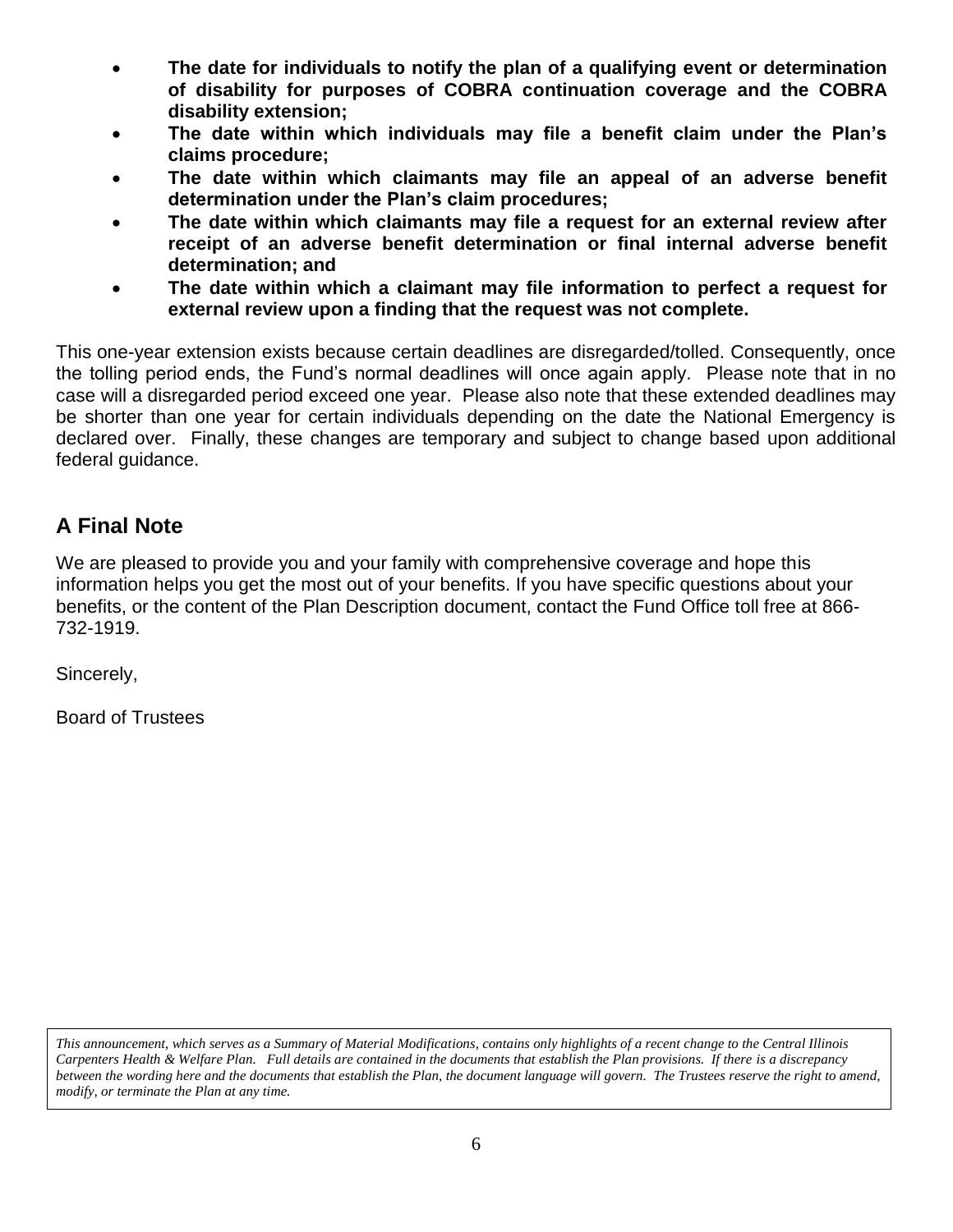- **The date for individuals to notify the plan of a qualifying event or determination of disability for purposes of COBRA continuation coverage and the COBRA disability extension;**
- **The date within which individuals may file a benefit claim under the Plan's claims procedure;**
- **The date within which claimants may file an appeal of an adverse benefit determination under the Plan's claim procedures;**
- **The date within which claimants may file a request for an external review after receipt of an adverse benefit determination or final internal adverse benefit determination; and**
- **The date within which a claimant may file information to perfect a request for external review upon a finding that the request was not complete.**

This one-year extension exists because certain deadlines are disregarded/tolled. Consequently, once the tolling period ends, the Fund's normal deadlines will once again apply. Please note that in no case will a disregarded period exceed one year. Please also note that these extended deadlines may be shorter than one year for certain individuals depending on the date the National Emergency is declared over. Finally, these changes are temporary and subject to change based upon additional federal guidance.

## A Final Note

We are pleased to provide you and your family with comprehensive coverage and hope this information helps you get the most out of your benefits. If you have specific questions about your benefits, or the content of the Plan Description document, contact the Fund Office toll free at 866-732-1919.

Sincerely,

Board of Trustees

*This announcement, which serves as a Summary of Material Modifications, contains only highlights of a recent change to the Central Illinois Carpenters Health & Welfare Plan. Full details are contained in the documents that establish the Plan provisions. If there is a discrepancy between the wording here and the documents that establish the Plan, the document language will govern. The Trustees reserve the right to amend, modify, or terminate the Plan at any time.*